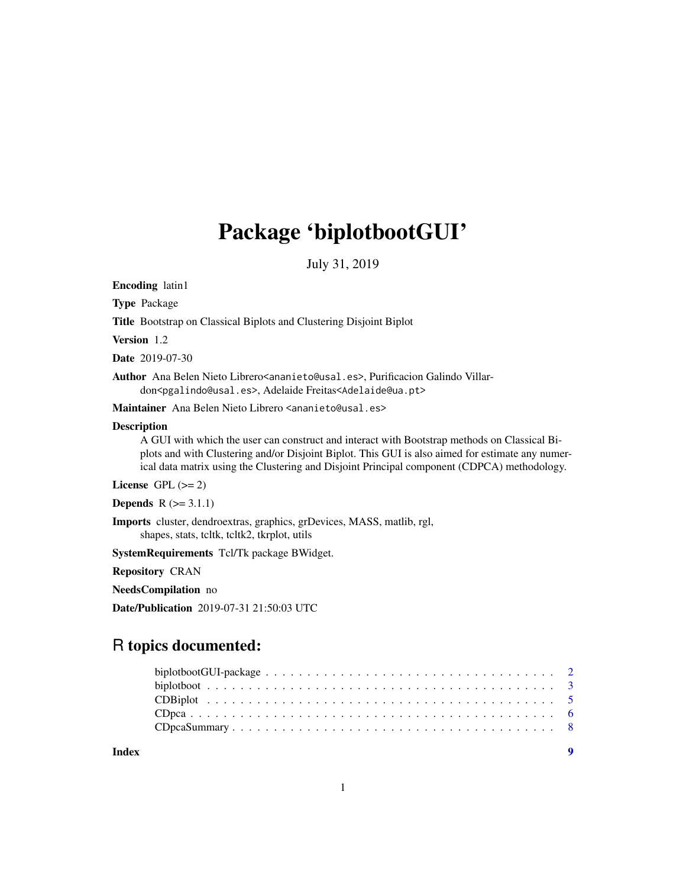# Package 'biplotbootGUI'

July 31, 2019

**Encoding** latin1

**Type** Package

**Title** Bootstrap on Classical Biplots and Clustering Disjoint Biplot

**Version** 1.2

**Date** 2019-07-30

**Author** Ana Belen Nieto Librero<ananieto@usal.es>, Purificacion Galindo Villardon<pgalindo@usal.es>, Adelaide Freitas<Adelaide@ua.pt>

**Maintainer** Ana Belen Nieto Librero <ananieto@usal.es>

**Description**
A GUI with which the user can construct and interact with Bootstrap methods on Classical Biplots and with Clustering and/or Disjoint Biplot. This GUI is also aimed for estimate any numerical data matrix using the Clustering and Disjoint Principal component (CDPCA) methodology.

**License** GPL (>= 2)

**Depends** R (>= 3.1.1)

**Imports** cluster, dendroextras, graphics, grDevices, MASS, matlib, rgl, shapes, stats, tcltk, tcltk2, tkrplot, utils

**SystemRequirements** Tcl/Tk package BWidget.

**Repository** CRAN

**NeedsCompilation** no

**Date/Publication** 2019-07-31 21:50:03 UTC

## R topics documented:

biplotbootGUI-package . . . . . . . . . . . . . . . . . . . . . . . . . . . . . . . . . . 2
biplotboot . . . . . . . . . . . . . . . . . . . . . . . . . . . . . . . . . . . . . . . . 3
CDBiplot . . . . . . . . . . . . . . . . . . . . . . . . . . . . . . . . . . . . . . . . . 5
CDpca . . . . . . . . . . . . . . . . . . . . . . . . . . . . . . . . . . . . . . . . . . 6
CDpcaSummary . . . . . . . . . . . . . . . . . . . . . . . . . . . . . . . . . . . . . . 8

**Index** 9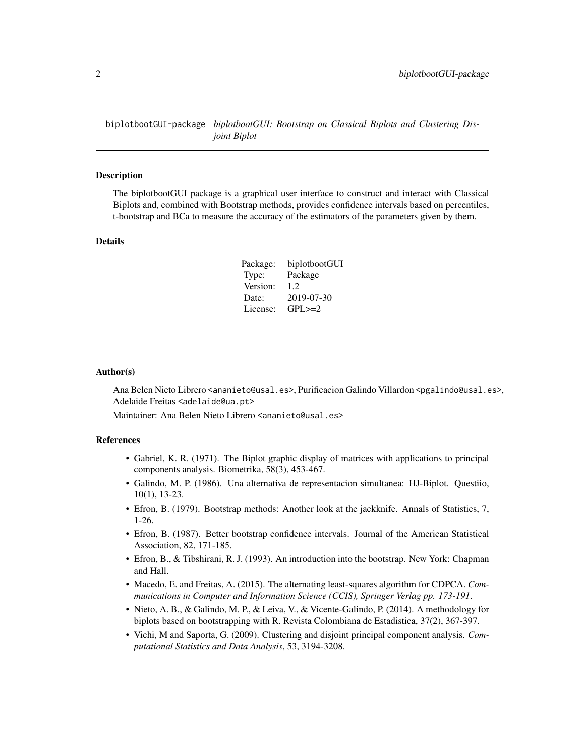biplotbootGUI-package *biplotbootGUI: Bootstrap on Classical Biplots and Clustering Disjoint Biplot*

### Description

The biplotbootGUI package is a graphical user interface to construct and interact with Classical Biplots and, combined with Bootstrap methods, provides confidence intervals based on percentiles, t-bootstrap and BCa to measure the accuracy of the estimators of the parameters given by them.

### Details

| | |
|---|---|
| Package: | biplotbootGUI |
| Type: | Package |
| Version: | 1.2 |
| Date: | 2019-07-30 |
| License: | GPL>=2 |

### Author(s)

Ana Belen Nieto Librero <ananieto@usal.es>, Purificacion Galindo Villardon <pgalindo@usal.es>, Adelaide Freitas <adelaide@ua.pt>

Maintainer: Ana Belen Nieto Librero <ananieto@usal.es>

### References

- Gabriel, K. R. (1971). The Biplot graphic display of matrices with applications to principal components analysis. Biometrika, 58(3), 453-467.
- Galindo, M. P. (1986). Una alternativa de representacion simultanea: HJ-Biplot. Questiio, 10(1), 13-23.
- Efron, B. (1979). Bootstrap methods: Another look at the jackknife. Annals of Statistics, 7, 1-26.
- Efron, B. (1987). Better bootstrap confidence intervals. Journal of the American Statistical Association, 82, 171-185.
- Efron, B., & Tibshirani, R. J. (1993). An introduction into the bootstrap. New York: Chapman and Hall.
- Macedo, E. and Freitas, A. (2015). The alternating least-squares algorithm for CDPCA. *Communications in Computer and Information Science (CCIS), Springer Verlag pp. 173-191*.
- Nieto, A. B., & Galindo, M. P., & Leiva, V., & Vicente-Galindo, P. (2014). A methodology for biplots based on bootstrapping with R. Revista Colombiana de Estadistica, 37(2), 367-397.
- Vichi, M and Saporta, G. (2009). Clustering and disjoint principal component analysis. *Computational Statistics and Data Analysis*, 53, 3194-3208.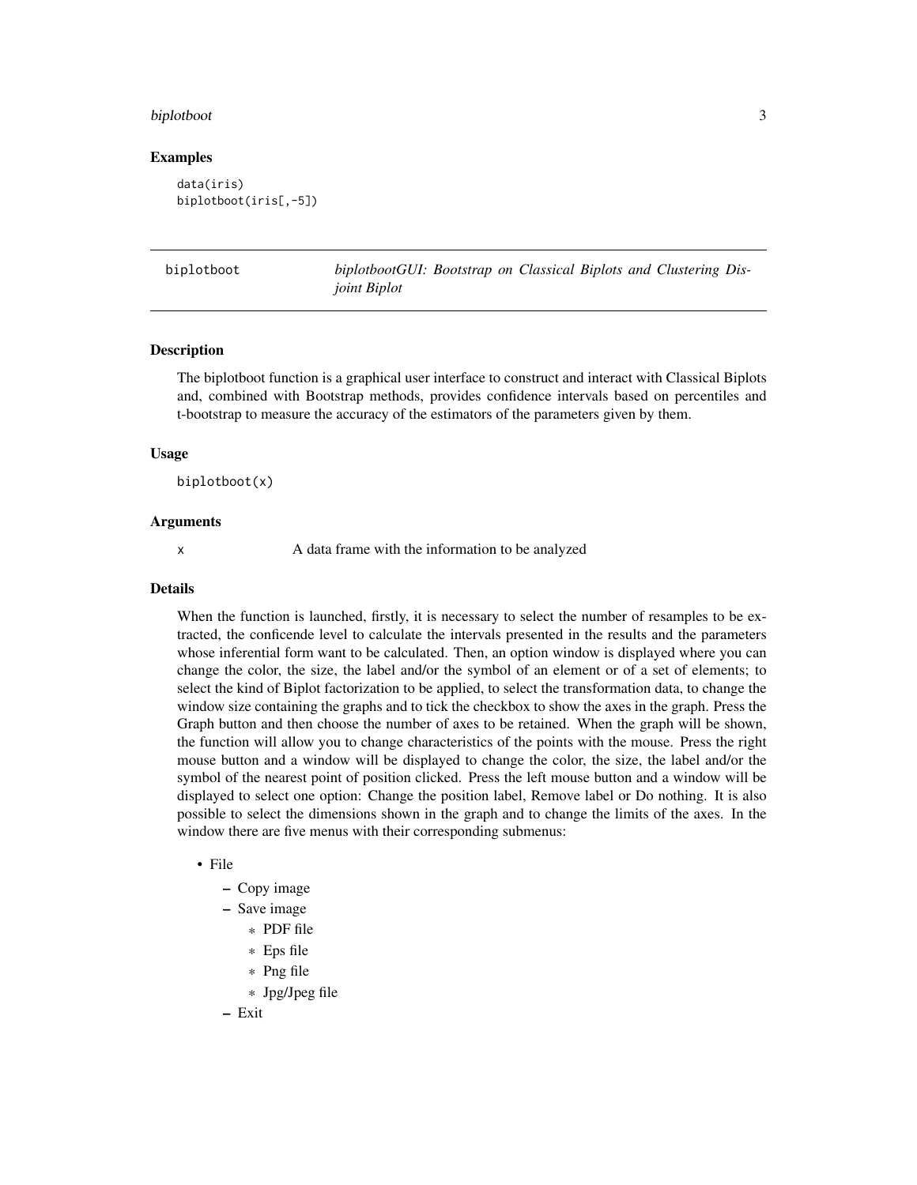## Examples

```
data(iris)
biplotboot(iris[,-5])
```

---

biplotboot — *biplotbootGUI: Bootstrap on Classical Biplots and Clustering Disjoint Biplot*

---

### Description

The biplotboot function is a graphical user interface to construct and interact with Classical Biplots and, combined with Bootstrap methods, provides confidence intervals based on percentiles and t-bootstrap to measure the accuracy of the estimators of the parameters given by them.

### Usage

```
biplotboot(x)
```

### Arguments

x  A data frame with the information to be analyzed

### Details

When the function is launched, firstly, it is necessary to select the number of resamples to be extracted, the conficende level to calculate the intervals presented in the results and the parameters whose inferential form want to be calculated. Then, an option window is displayed where you can change the color, the size, the label and/or the symbol of an element or of a set of elements; to select the kind of Biplot factorization to be applied, to select the transformation data, to change the window size containing the graphs and to tick the checkbox to show the axes in the graph. Press the Graph button and then choose the number of axes to be retained. When the graph will be shown, the function will allow you to change characteristics of the points with the mouse. Press the right mouse button and a window will be displayed to change the color, the size, the label and/or the symbol of the nearest point of position clicked. Press the left mouse button and a window will be displayed to select one option: Change the position label, Remove label or Do nothing. It is also possible to select the dimensions shown in the graph and to change the limits of the axes. In the window there are five menus with their corresponding submenus:

- File
  - Copy image
  - Save image
    - PDF file
    - Eps file
    - Png file
    - Jpg/Jpeg file
  - Exit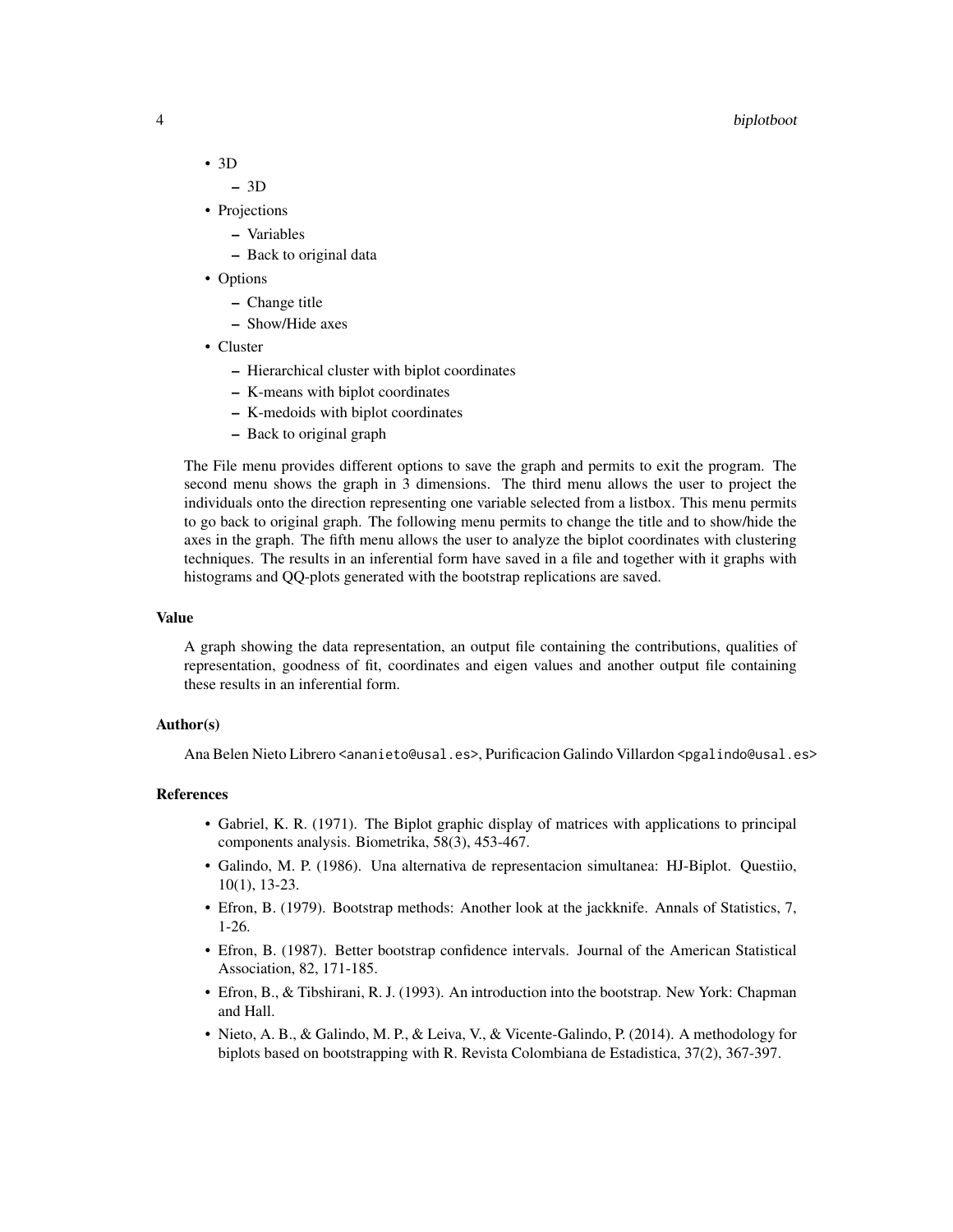- 3D
  - 3D
- Projections
  - Variables
  - Back to original data
- Options
  - Change title
  - Show/Hide axes
- Cluster
  - Hierarchical cluster with biplot coordinates
  - K-means with biplot coordinates
  - K-medoids with biplot coordinates
  - Back to original graph

The File menu provides different options to save the graph and permits to exit the program. The second menu shows the graph in 3 dimensions. The third menu allows the user to project the individuals onto the direction representing one variable selected from a listbox. This menu permits to go back to original graph. The following menu permits to change the title and to show/hide the axes in the graph. The fifth menu allows the user to analyze the biplot coordinates with clustering techniques. The results in an inferential form have saved in a file and together with it graphs with histograms and QQ-plots generated with the bootstrap replications are saved.

### Value

A graph showing the data representation, an output file containing the contributions, qualities of representation, goodness of fit, coordinates and eigen values and another output file containing these results in an inferential form.

### Author(s)

Ana Belen Nieto Librero <ananieto@usal.es>, Purificacion Galindo Villardon <pgalindo@usal.es>

### References

- Gabriel, K. R. (1971). The Biplot graphic display of matrices with applications to principal components analysis. Biometrika, 58(3), 453-467.
- Galindo, M. P. (1986). Una alternativa de representacion simultanea: HJ-Biplot. Questiio, 10(1), 13-23.
- Efron, B. (1979). Bootstrap methods: Another look at the jackknife. Annals of Statistics, 7, 1-26.
- Efron, B. (1987). Better bootstrap confidence intervals. Journal of the American Statistical Association, 82, 171-185.
- Efron, B., & Tibshirani, R. J. (1993). An introduction into the bootstrap. New York: Chapman and Hall.
- Nieto, A. B., & Galindo, M. P., & Leiva, V., & Vicente-Galindo, P. (2014). A methodology for biplots based on bootstrapping with R. Revista Colombiana de Estadistica, 37(2), 367-397.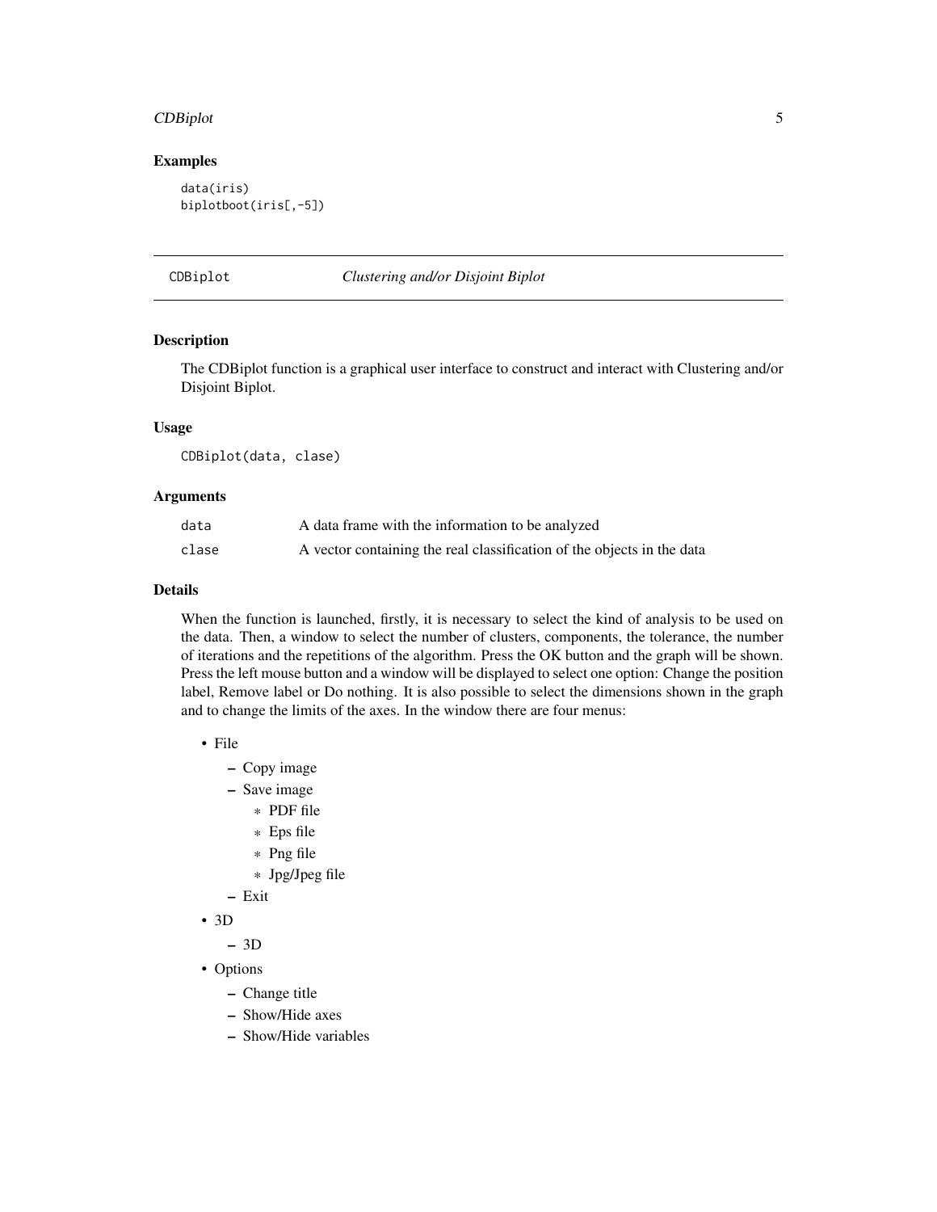## Examples

```
data(iris)
biplotboot(iris[,-5])
```

---

# CDBiplot — *Clustering and/or Disjoint Biplot*

---

## Description

The CDBiplot function is a graphical user interface to construct and interact with Clustering and/or Disjoint Biplot.

## Usage

```
CDBiplot(data, clase)
```

## Arguments

| | |
|---|---|
| `data` | A data frame with the information to be analyzed |
| `clase` | A vector containing the real classification of the objects in the data |

## Details

When the function is launched, firstly, it is necessary to select the kind of analysis to be used on the data. Then, a window to select the number of clusters, components, the tolerance, the number of iterations and the repetitions of the algorithm. Press the OK button and the graph will be shown. Press the left mouse button and a window will be displayed to select one option: Change the position label, Remove label or Do nothing. It is also possible to select the dimensions shown in the graph and to change the limits of the axes. In the window there are four menus:

- File
  - Copy image
  - Save image
    - PDF file
    - Eps file
    - Png file
    - Jpg/Jpeg file
  - Exit
- 3D
  - 3D
- Options
  - Change title
  - Show/Hide axes
  - Show/Hide variables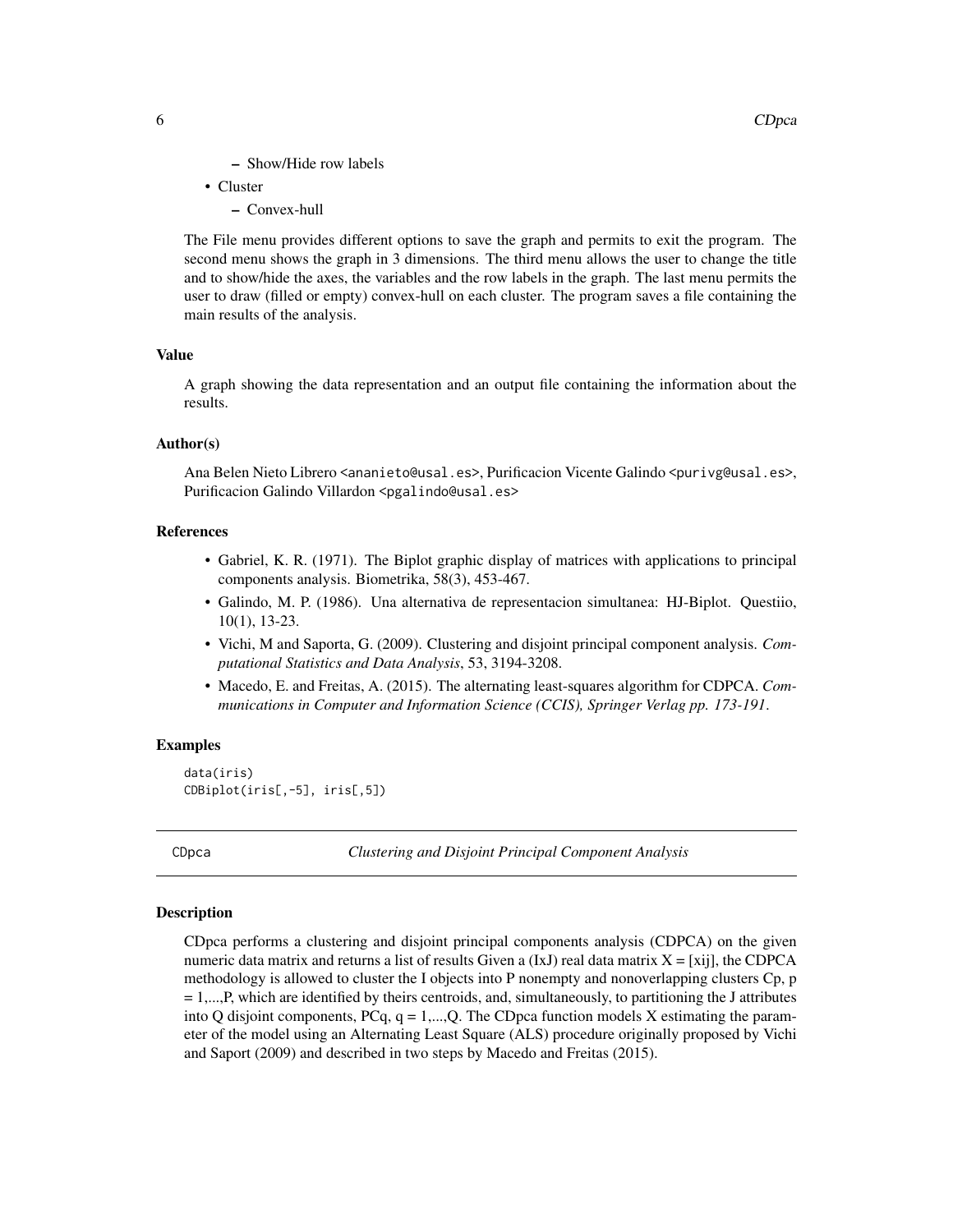- Show/Hide row labels
- Cluster
    - Convex-hull

The File menu provides different options to save the graph and permits to exit the program. The second menu shows the graph in 3 dimensions. The third menu allows the user to change the title and to show/hide the axes, the variables and the row labels in the graph. The last menu permits the user to draw (filled or empty) convex-hull on each cluster. The program saves a file containing the main results of the analysis.

### Value

A graph showing the data representation and an output file containing the information about the results.

### Author(s)

Ana Belen Nieto Librero <ananieto@usal.es>, Purificacion Vicente Galindo <purivg@usal.es>, Purificacion Galindo Villardon <pgalindo@usal.es>

### References

- Gabriel, K. R. (1971). The Biplot graphic display of matrices with applications to principal components analysis. Biometrika, 58(3), 453-467.
- Galindo, M. P. (1986). Una alternativa de representacion simultanea: HJ-Biplot. Questiio, 10(1), 13-23.
- Vichi, M and Saporta, G. (2009). Clustering and disjoint principal component analysis. *Computational Statistics and Data Analysis*, 53, 3194-3208.
- Macedo, E. and Freitas, A. (2015). The alternating least-squares algorithm for CDPCA. *Communications in Computer and Information Science (CCIS), Springer Verlag pp. 173-191*.

### Examples

```
data(iris)
CDBiplot(iris[,-5], iris[,5])
```

---

## CDpca — *Clustering and Disjoint Principal Component Analysis*

### Description

CDpca performs a clustering and disjoint principal components analysis (CDPCA) on the given numeric data matrix and returns a list of results Given a (IxJ) real data matrix X = [xij], the CDPCA methodology is allowed to cluster the I objects into P nonempty and nonoverlapping clusters Cp, p = 1,...,P, which are identified by theirs centroids, and, simultaneously, to partitioning the J attributes into Q disjoint components, PCq, q = 1,...,Q. The CDpca function models X estimating the parameter of the model using an Alternating Least Square (ALS) procedure originally proposed by Vichi and Saport (2009) and described in two steps by Macedo and Freitas (2015).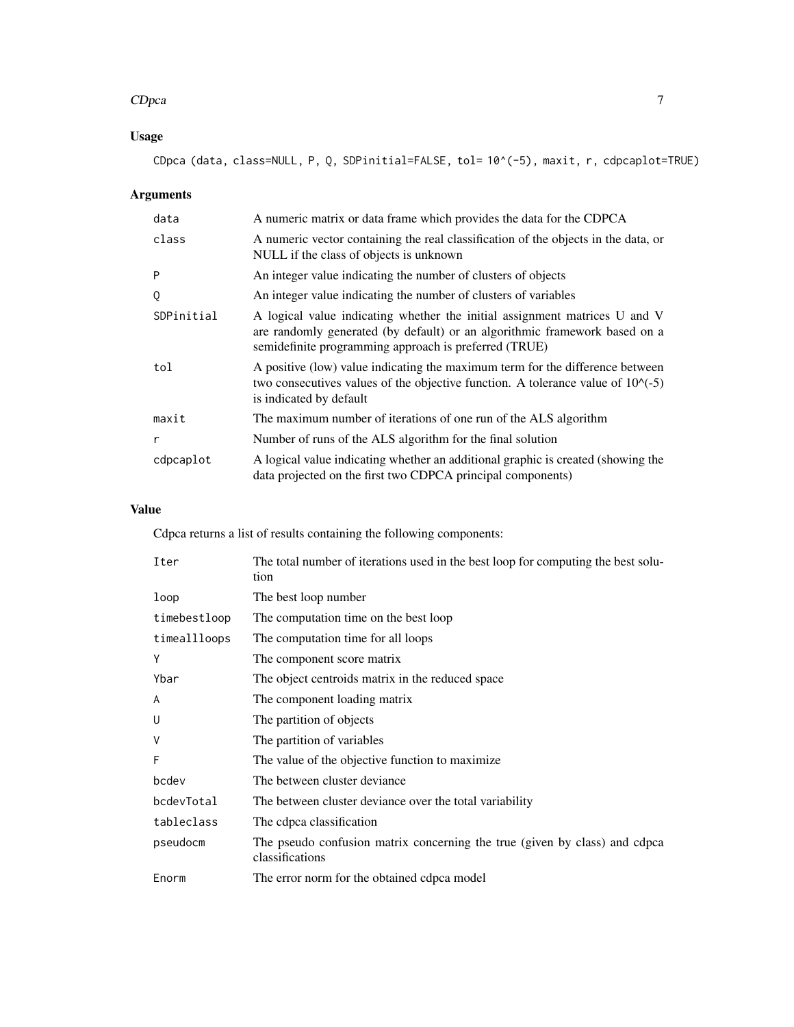### Usage

```
CDpca (data, class=NULL, P, Q, SDPinitial=FALSE, tol= 10^(-5), maxit, r, cdpcaplot=TRUE)
```

### Arguments

| | |
|---|---|
| data | A numeric matrix or data frame which provides the data for the CDPCA |
| class | A numeric vector containing the real classification of the objects in the data, or NULL if the class of objects is unknown |
| P | An integer value indicating the number of clusters of objects |
| Q | An integer value indicating the number of clusters of variables |
| SDPinitial | A logical value indicating whether the initial assignment matrices U and V are randomly generated (by default) or an algorithmic framework based on a semidefinite programming approach is preferred (TRUE) |
| tol | A positive (low) value indicating the maximum term for the difference between two consecutives values of the objective function. A tolerance value of 10^(-5) is indicated by default |
| maxit | The maximum number of iterations of one run of the ALS algorithm |
| r | Number of runs of the ALS algorithm for the final solution |
| cdpcaplot | A logical value indicating whether an additional graphic is created (showing the data projected on the first two CDPCA principal components) |

### Value

Cdpca returns a list of results containing the following components:

| | |
|---|---|
| Iter | The total number of iterations used in the best loop for computing the best solution |
| loop | The best loop number |
| timebestloop | The computation time on the best loop |
| timeallloops | The computation time for all loops |
| Y | The component score matrix |
| Ybar | The object centroids matrix in the reduced space |
| A | The component loading matrix |
| U | The partition of objects |
| V | The partition of variables |
| F | The value of the objective function to maximize |
| bcdev | The between cluster deviance |
| bcdevTotal | The between cluster deviance over the total variability |
| tableclass | The cdpca classification |
| pseudocm | The pseudo confusion matrix concerning the true (given by class) and cdpca classifications |
| Enorm | The error norm for the obtained cdpca model |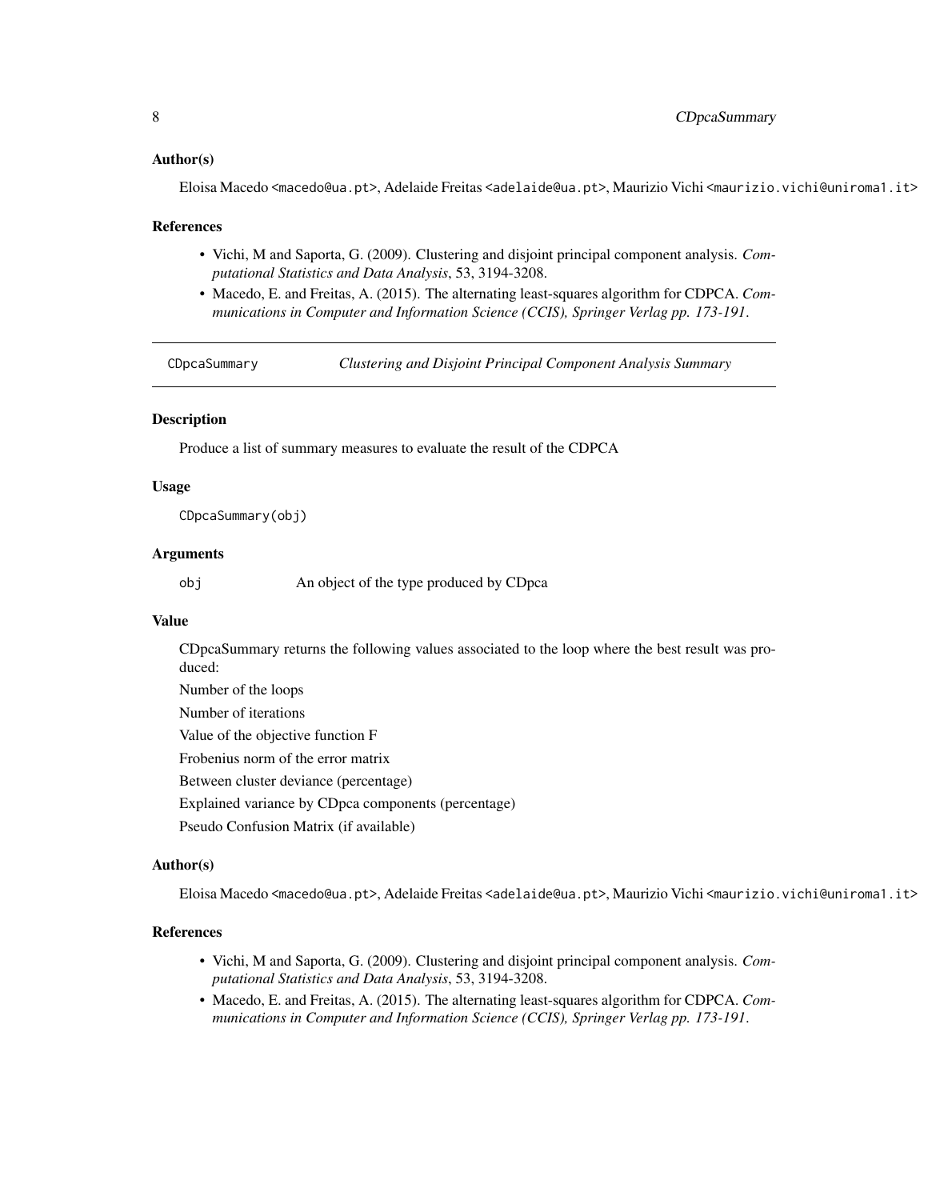### Author(s)

Eloisa Macedo <macedo@ua.pt>, Adelaide Freitas <adelaide@ua.pt>, Maurizio Vichi <maurizio.vichi@uniroma1.it>

### References

- Vichi, M and Saporta, G. (2009). Clustering and disjoint principal component analysis. *Computational Statistics and Data Analysis*, 53, 3194-3208.
- Macedo, E. and Freitas, A. (2015). The alternating least-squares algorithm for CDPCA. *Communications in Computer and Information Science (CCIS), Springer Verlag pp. 173-191*.

---

## CDpcaSummary — *Clustering and Disjoint Principal Component Analysis Summary*

### Description

Produce a list of summary measures to evaluate the result of the CDPCA

### Usage

```
CDpcaSummary(obj)
```

### Arguments

| | |
|---|---|
| obj | An object of the type produced by CDpca |

### Value

CDpcaSummary returns the following values associated to the loop where the best result was produced:

Number of the loops

Number of iterations

Value of the objective function F

Frobenius norm of the error matrix

Between cluster deviance (percentage)

Explained variance by CDpca components (percentage)

Pseudo Confusion Matrix (if available)

### Author(s)

Eloisa Macedo <macedo@ua.pt>, Adelaide Freitas <adelaide@ua.pt>, Maurizio Vichi <maurizio.vichi@uniroma1.it>

### References

- Vichi, M and Saporta, G. (2009). Clustering and disjoint principal component analysis. *Computational Statistics and Data Analysis*, 53, 3194-3208.
- Macedo, E. and Freitas, A. (2015). The alternating least-squares algorithm for CDPCA. *Communications in Computer and Information Science (CCIS), Springer Verlag pp. 173-191*.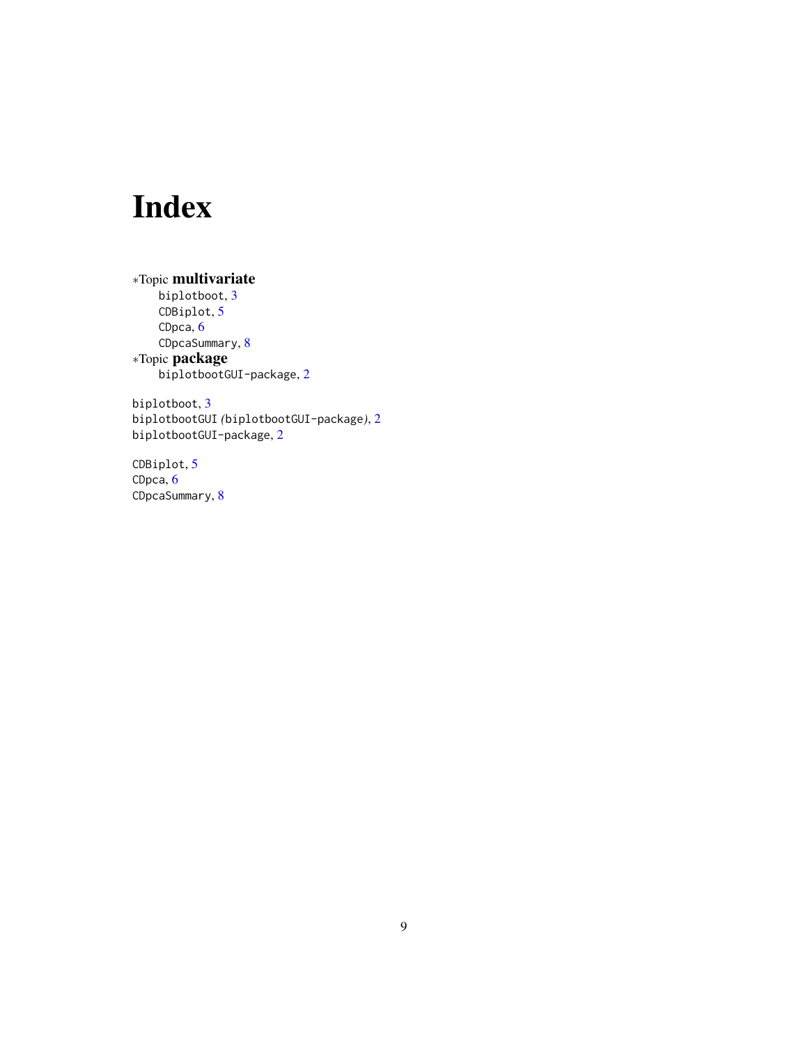# Index

*Topic **multivariate**
- biplotboot, 3
- CDBiplot, 5
- CDpca, 6
- CDpcaSummary, 8

*Topic **package**
- biplotbootGUI-package, 2

biplotboot, 3
biplotbootGUI *(*biplotbootGUI-package*)*, 2
biplotbootGUI-package, 2

CDBiplot, 5
CDpca, 6
CDpcaSummary, 8